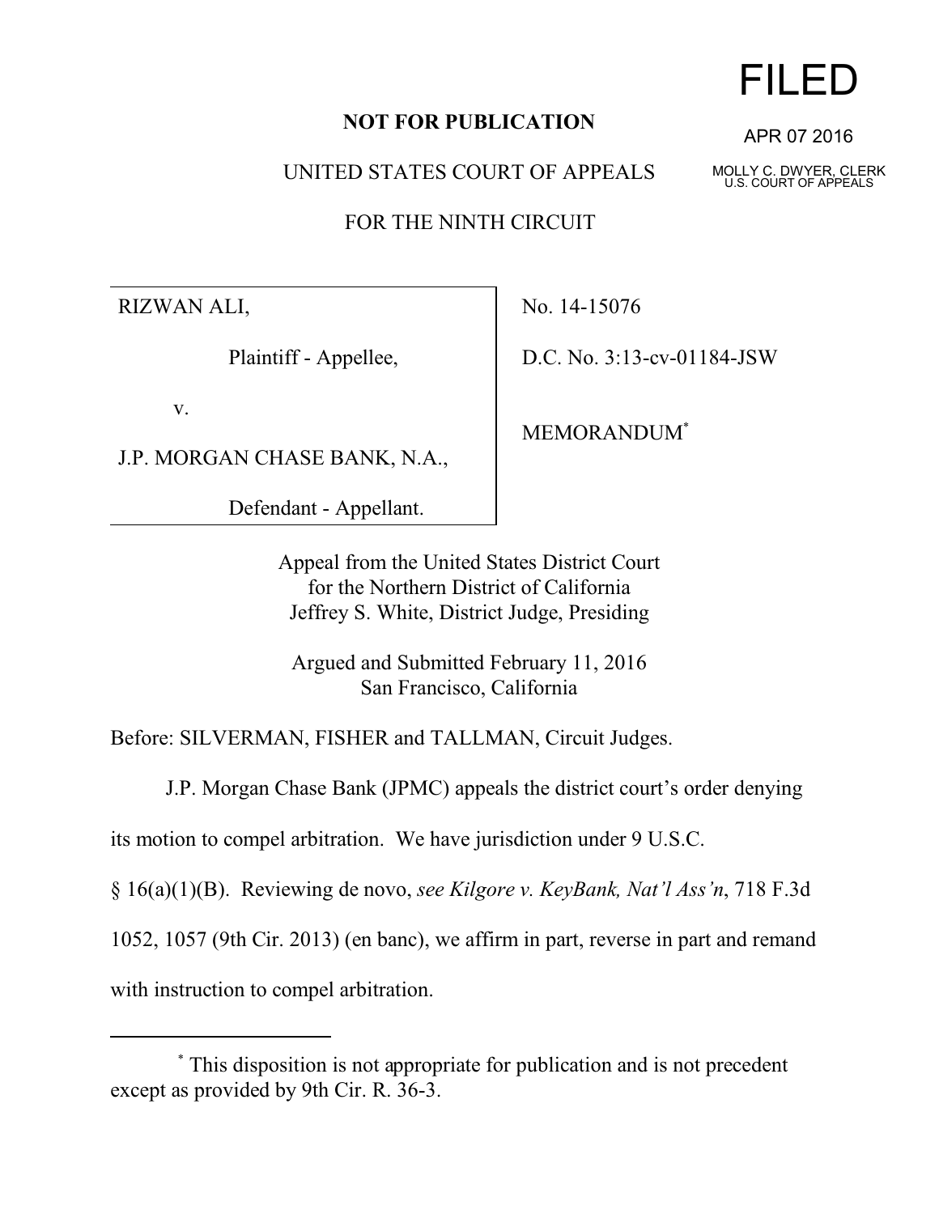**NOT FOR PUBLICATION**

# FILED

APR 07 2016

MOLLY C. DWYER, CLERK
U.S. COURT OF APPEALS

UNITED STATES COURT OF APPEALS

FOR THE NINTH CIRCUIT

| | |
|---|---|
| RIZWAN ALI,<br><br>Plaintiff - Appellee,<br><br>v.<br><br>J.P. MORGAN CHASE BANK, N.A.,<br><br>Defendant - Appellant. | No. 14-15076<br><br>D.C. No. 3:13-cv-01184-JSW<br><br>MEMORANDUM[*] |

Appeal from the United States District Court
for the Northern District of California
Jeffrey S. White, District Judge, Presiding

Argued and Submitted February 11, 2016
San Francisco, California

Before: SILVERMAN, FISHER and TALLMAN, Circuit Judges.

J.P. Morgan Chase Bank (JPMC) appeals the district court's order denying its motion to compel arbitration. We have jurisdiction under 9 U.S.C. § 16(a)(1)(B). Reviewing de novo, *see Kilgore v. KeyBank, Nat'l Ass'n*, 718 F.3d 1052, 1057 (9th Cir. 2013) (en banc), we affirm in part, reverse in part and remand with instruction to compel arbitration.

---

[*] This disposition is not appropriate for publication and is not precedent except as provided by 9th Cir. R. 36-3.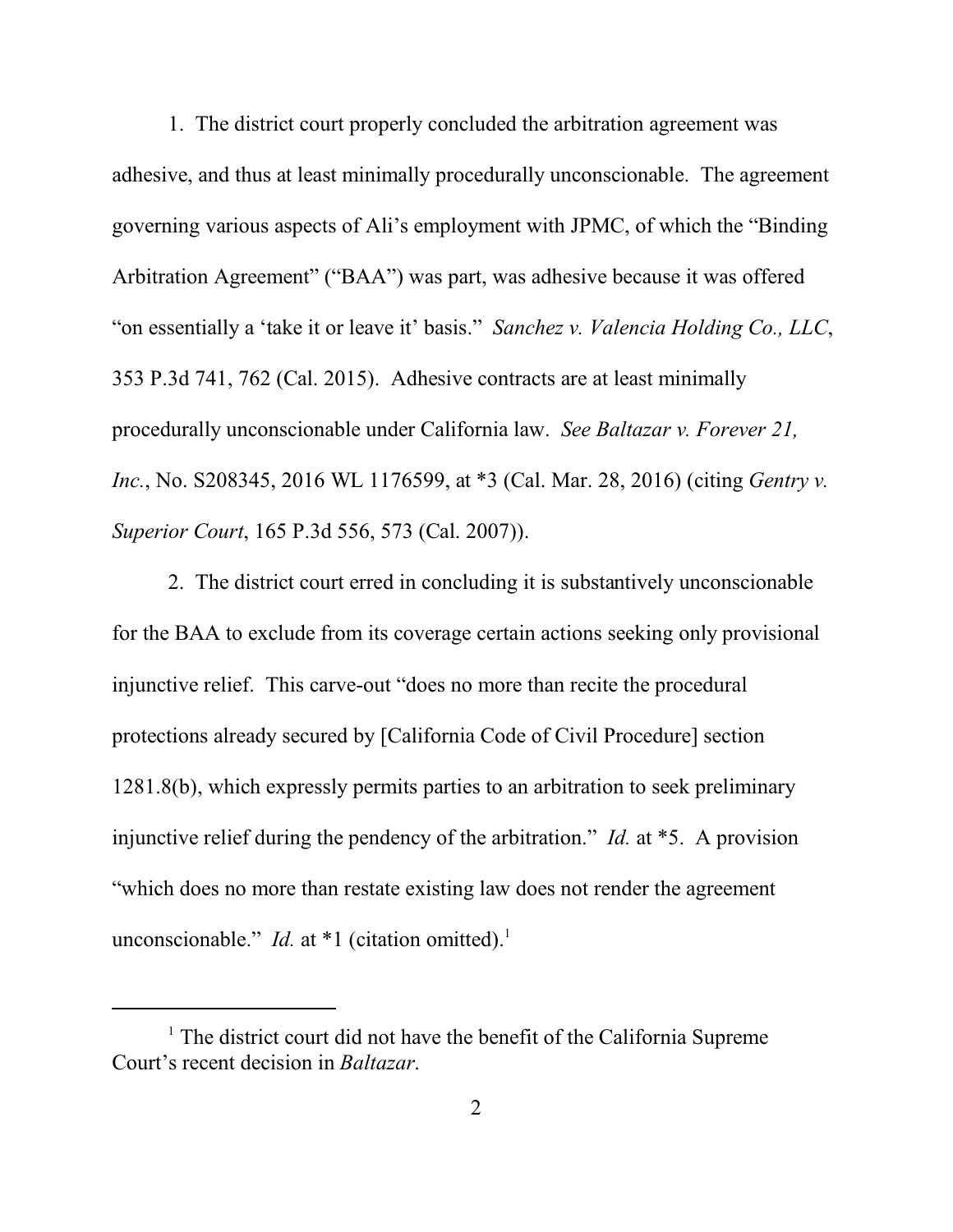1. The district court properly concluded the arbitration agreement was adhesive, and thus at least minimally procedurally unconscionable. The agreement governing various aspects of Ali's employment with JPMC, of which the "Binding Arbitration Agreement" ("BAA") was part, was adhesive because it was offered "on essentially a 'take it or leave it' basis." *Sanchez v. Valencia Holding Co., LLC*, 353 P.3d 741, 762 (Cal. 2015). Adhesive contracts are at least minimally procedurally unconscionable under California law. *See Baltazar v. Forever 21, Inc.*, No. S208345, 2016 WL 1176599, at *3 (Cal. Mar. 28, 2016) (citing *Gentry v. Superior Court*, 165 P.3d 556, 573 (Cal. 2007)).

2. The district court erred in concluding it is substantively unconscionable for the BAA to exclude from its coverage certain actions seeking only provisional injunctive relief. This carve-out "does no more than recite the procedural protections already secured by [California Code of Civil Procedure] section 1281.8(b), which expressly permits parties to an arbitration to seek preliminary injunctive relief during the pendency of the arbitration." *Id.* at *5. A provision "which does no more than restate existing law does not render the agreement unconscionable." *Id.* at *1 (citation omitted).[1]

---

[1] The district court did not have the benefit of the California Supreme Court's recent decision in *Baltazar*.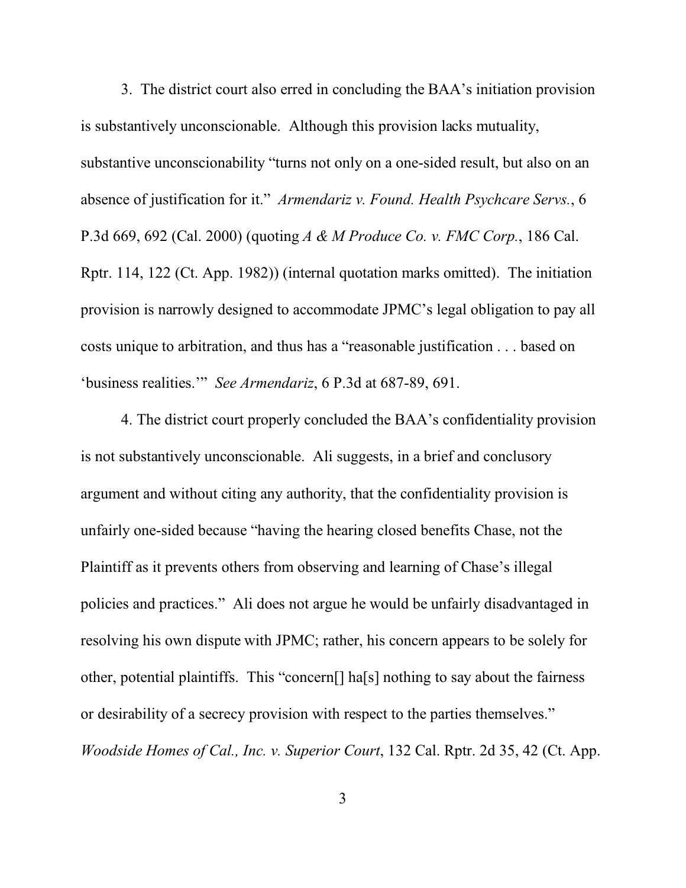3. The district court also erred in concluding the BAA's initiation provision is substantively unconscionable. Although this provision lacks mutuality, substantive unconscionability "turns not only on a one-sided result, but also on an absence of justification for it." *Armendariz v. Found. Health Psychcare Servs.*, 6 P.3d 669, 692 (Cal. 2000) (quoting *A & M Produce Co. v. FMC Corp.*, 186 Cal. Rptr. 114, 122 (Ct. App. 1982)) (internal quotation marks omitted). The initiation provision is narrowly designed to accommodate JPMC's legal obligation to pay all costs unique to arbitration, and thus has a "reasonable justification . . . based on 'business realities.'" *See Armendariz*, 6 P.3d at 687-89, 691.

4. The district court properly concluded the BAA's confidentiality provision is not substantively unconscionable. Ali suggests, in a brief and conclusory argument and without citing any authority, that the confidentiality provision is unfairly one-sided because "having the hearing closed benefits Chase, not the Plaintiff as it prevents others from observing and learning of Chase's illegal policies and practices." Ali does not argue he would be unfairly disadvantaged in resolving his own dispute with JPMC; rather, his concern appears to be solely for other, potential plaintiffs. This "concern[] ha[s] nothing to say about the fairness or desirability of a secrecy provision with respect to the parties themselves." *Woodside Homes of Cal., Inc. v. Superior Court*, 132 Cal. Rptr. 2d 35, 42 (Ct. App.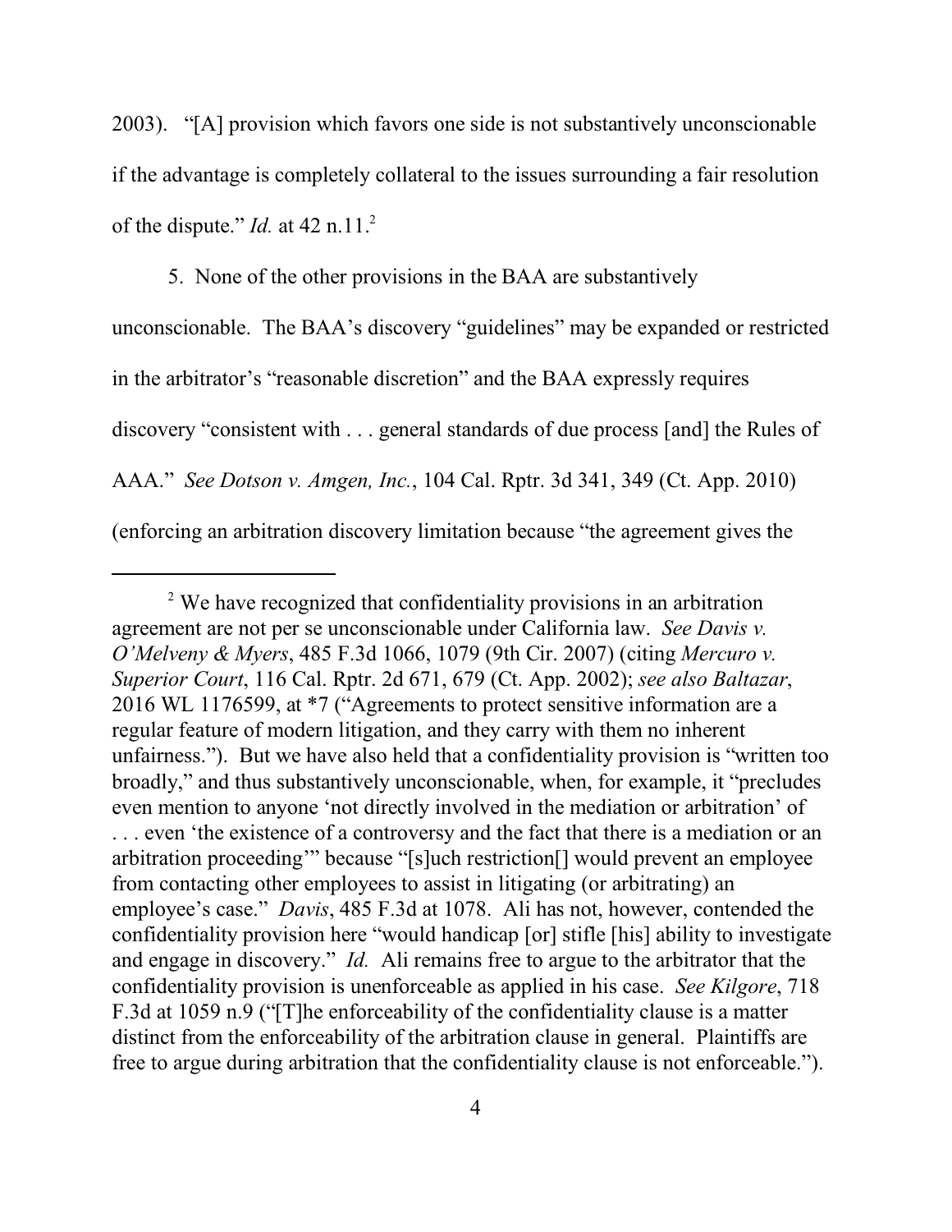2003). "[A] provision which favors one side is not substantively unconscionable if the advantage is completely collateral to the issues surrounding a fair resolution of the dispute." *Id.* at 42 n.11.[2]

5. None of the other provisions in the BAA are substantively unconscionable. The BAA's discovery "guidelines" may be expanded or restricted in the arbitrator's "reasonable discretion" and the BAA expressly requires discovery "consistent with . . . general standards of due process [and] the Rules of AAA." *See Dotson v. Amgen, Inc.*, 104 Cal. Rptr. 3d 341, 349 (Ct. App. 2010) (enforcing an arbitration discovery limitation because "the agreement gives the

---

[2] We have recognized that confidentiality provisions in an arbitration agreement are not per se unconscionable under California law. *See Davis v. O'Melveny & Myers*, 485 F.3d 1066, 1079 (9th Cir. 2007) (citing *Mercuro v. Superior Court*, 116 Cal. Rptr. 2d 671, 679 (Ct. App. 2002); *see also Baltazar*, 2016 WL 1176599, at *7 ("Agreements to protect sensitive information are a regular feature of modern litigation, and they carry with them no inherent unfairness."). But we have also held that a confidentiality provision is "written too broadly," and thus substantively unconscionable, when, for example, it "precludes even mention to anyone 'not directly involved in the mediation or arbitration' of . . . even 'the existence of a controversy and the fact that there is a mediation or an arbitration proceeding'" because "[s]uch restriction[] would prevent an employee from contacting other employees to assist in litigating (or arbitrating) an employee's case." *Davis*, 485 F.3d at 1078. Ali has not, however, contended the confidentiality provision here "would handicap [or] stifle [his] ability to investigate and engage in discovery." *Id.* Ali remains free to argue to the arbitrator that the confidentiality provision is unenforceable as applied in his case. *See Kilgore*, 718 F.3d at 1059 n.9 ("[T]he enforceability of the confidentiality clause is a matter distinct from the enforceability of the arbitration clause in general. Plaintiffs are free to argue during arbitration that the confidentiality clause is not enforceable.").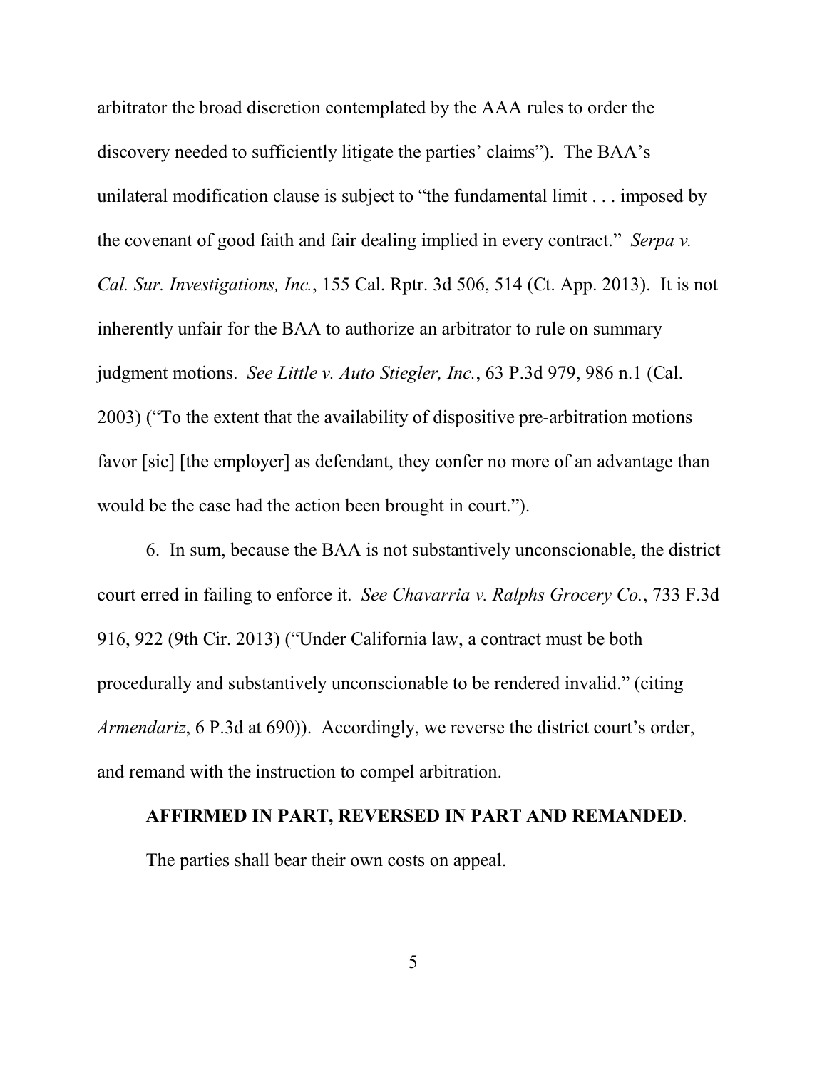arbitrator the broad discretion contemplated by the AAA rules to order the discovery needed to sufficiently litigate the parties' claims"). The BAA's unilateral modification clause is subject to "the fundamental limit . . . imposed by the covenant of good faith and fair dealing implied in every contract." *Serpa v. Cal. Sur. Investigations, Inc.*, 155 Cal. Rptr. 3d 506, 514 (Ct. App. 2013). It is not inherently unfair for the BAA to authorize an arbitrator to rule on summary judgment motions. *See Little v. Auto Stiegler, Inc.*, 63 P.3d 979, 986 n.1 (Cal. 2003) ("To the extent that the availability of dispositive pre-arbitration motions favor [sic] [the employer] as defendant, they confer no more of an advantage than would be the case had the action been brought in court.").

6. In sum, because the BAA is not substantively unconscionable, the district court erred in failing to enforce it. *See Chavarria v. Ralphs Grocery Co.*, 733 F.3d 916, 922 (9th Cir. 2013) ("Under California law, a contract must be both procedurally and substantively unconscionable to be rendered invalid." (citing *Armendariz*, 6 P.3d at 690)). Accordingly, we reverse the district court's order, and remand with the instruction to compel arbitration.

**AFFIRMED IN PART, REVERSED IN PART AND REMANDED**.

The parties shall bear their own costs on appeal.